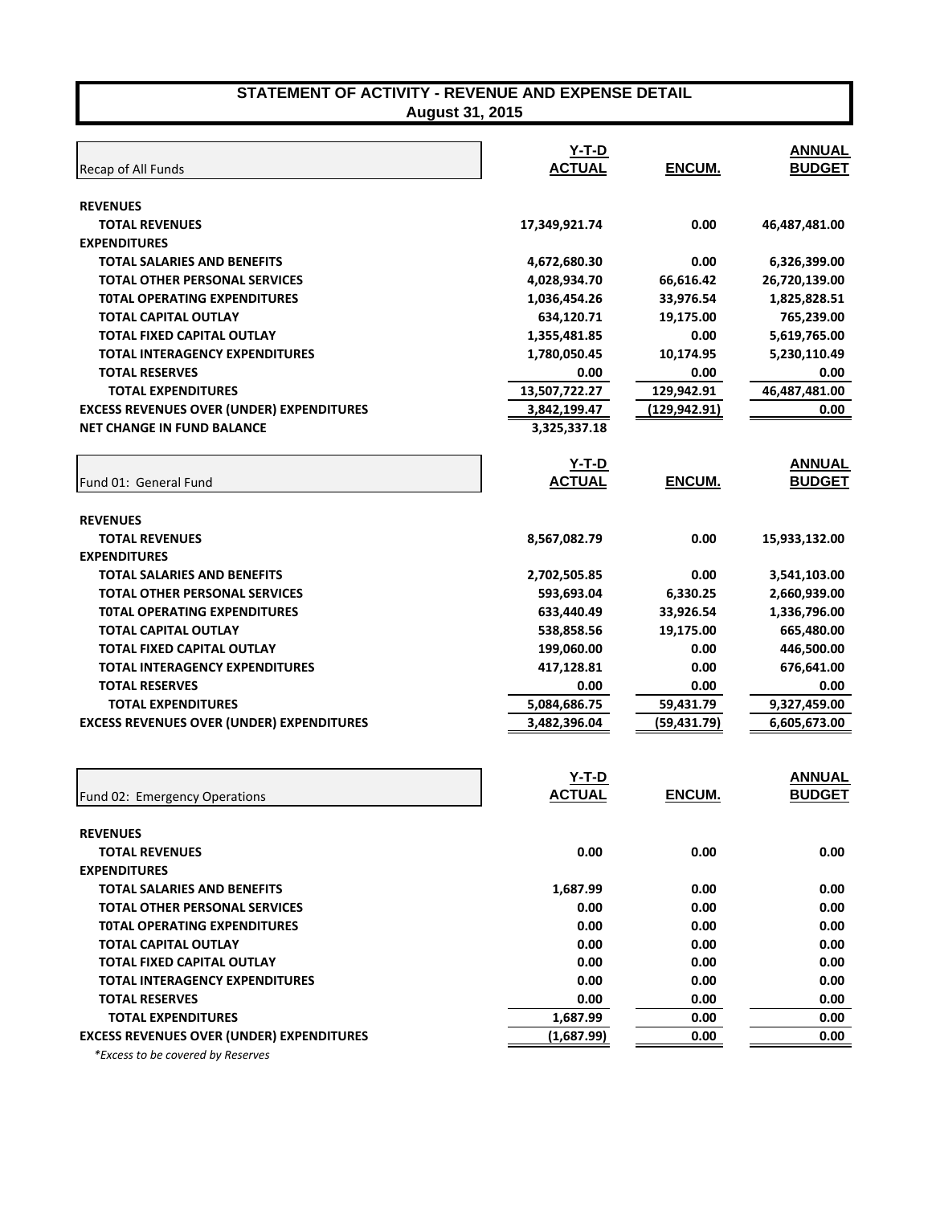# STATEMENT OF ACTIVITY - REVENUE AND EXPENSE DETAIL
## August 31, 2015

| Recap of All Funds | Y-T-D ACTUAL | ENCUM. | ANNUAL BUDGET |
|---|---|---|---|
| **REVENUES** | | | |
| **TOTAL REVENUES** | 17,349,921.74 | 0.00 | 46,487,481.00 |
| **EXPENDITURES** | | | |
| **TOTAL SALARIES AND BENEFITS** | 4,672,680.30 | 0.00 | 6,326,399.00 |
| **TOTAL OTHER PERSONAL SERVICES** | 4,028,934.70 | 66,616.42 | 26,720,139.00 |
| **T0TAL OPERATING EXPENDITURES** | 1,036,454.26 | 33,976.54 | 1,825,828.51 |
| **TOTAL CAPITAL OUTLAY** | 634,120.71 | 19,175.00 | 765,239.00 |
| **TOTAL FIXED CAPITAL OUTLAY** | 1,355,481.85 | 0.00 | 5,619,765.00 |
| **TOTAL INTERAGENCY EXPENDITURES** | 1,780,050.45 | 10,174.95 | 5,230,110.49 |
| **TOTAL RESERVES** | 0.00 | 0.00 | 0.00 |
| **TOTAL EXPENDITURES** | 13,507,722.27 | 129,942.91 | 46,487,481.00 |
| **EXCESS REVENUES OVER (UNDER) EXPENDITURES** | 3,842,199.47 | (129,942.91) | 0.00 |
| **NET CHANGE IN FUND BALANCE** | 3,325,337.18 | | |

| Fund 01: General Fund | Y-T-D ACTUAL | ENCUM. | ANNUAL BUDGET |
|---|---|---|---|
| **REVENUES** | | | |
| **TOTAL REVENUES** | 8,567,082.79 | 0.00 | 15,933,132.00 |
| **EXPENDITURES** | | | |
| **TOTAL SALARIES AND BENEFITS** | 2,702,505.85 | 0.00 | 3,541,103.00 |
| **TOTAL OTHER PERSONAL SERVICES** | 593,693.04 | 6,330.25 | 2,660,939.00 |
| **T0TAL OPERATING EXPENDITURES** | 633,440.49 | 33,926.54 | 1,336,796.00 |
| **TOTAL CAPITAL OUTLAY** | 538,858.56 | 19,175.00 | 665,480.00 |
| **TOTAL FIXED CAPITAL OUTLAY** | 199,060.00 | 0.00 | 446,500.00 |
| **TOTAL INTERAGENCY EXPENDITURES** | 417,128.81 | 0.00 | 676,641.00 |
| **TOTAL RESERVES** | 0.00 | 0.00 | 0.00 |
| **TOTAL EXPENDITURES** | 5,084,686.75 | 59,431.79 | 9,327,459.00 |
| **EXCESS REVENUES OVER (UNDER) EXPENDITURES** | 3,482,396.04 | (59,431.79) | 6,605,673.00 |

| Fund 02: Emergency Operations | Y-T-D ACTUAL | ENCUM. | ANNUAL BUDGET |
|---|---|---|---|
| **REVENUES** | | | |
| **TOTAL REVENUES** | 0.00 | 0.00 | 0.00 |
| **EXPENDITURES** | | | |
| **TOTAL SALARIES AND BENEFITS** | 1,687.99 | 0.00 | 0.00 |
| **TOTAL OTHER PERSONAL SERVICES** | 0.00 | 0.00 | 0.00 |
| **T0TAL OPERATING EXPENDITURES** | 0.00 | 0.00 | 0.00 |
| **TOTAL CAPITAL OUTLAY** | 0.00 | 0.00 | 0.00 |
| **TOTAL FIXED CAPITAL OUTLAY** | 0.00 | 0.00 | 0.00 |
| **TOTAL INTERAGENCY EXPENDITURES** | 0.00 | 0.00 | 0.00 |
| **TOTAL RESERVES** | 0.00 | 0.00 | 0.00 |
| **TOTAL EXPENDITURES** | 1,687.99 | 0.00 | 0.00 |
| **EXCESS REVENUES OVER (UNDER) EXPENDITURES** | (1,687.99) | 0.00 | 0.00 |

*\*Excess to be covered by Reserves*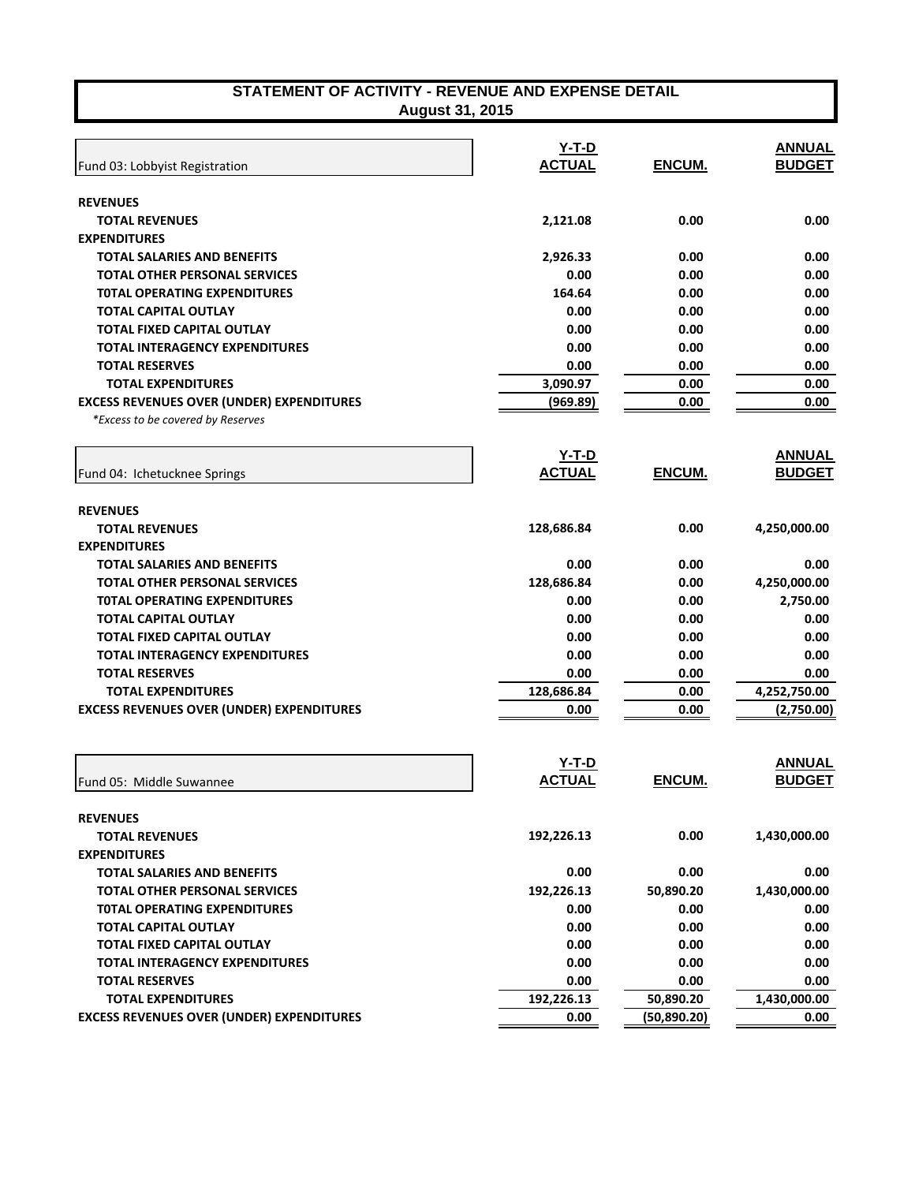# STATEMENT OF ACTIVITY - REVENUE AND EXPENSE DETAIL
## August 31, 2015

| Fund 03: Lobbyist Registration | Y-T-D ACTUAL | ENCUM. | ANNUAL BUDGET |
|---|---|---|---|
| **REVENUES** | | | |
| **TOTAL REVENUES** | 2,121.08 | 0.00 | 0.00 |
| **EXPENDITURES** | | | |
| **TOTAL SALARIES AND BENEFITS** | 2,926.33 | 0.00 | 0.00 |
| **TOTAL OTHER PERSONAL SERVICES** | 0.00 | 0.00 | 0.00 |
| **T0TAL OPERATING EXPENDITURES** | 164.64 | 0.00 | 0.00 |
| **TOTAL CAPITAL OUTLAY** | 0.00 | 0.00 | 0.00 |
| **TOTAL FIXED CAPITAL OUTLAY** | 0.00 | 0.00 | 0.00 |
| **TOTAL INTERAGENCY EXPENDITURES** | 0.00 | 0.00 | 0.00 |
| **TOTAL RESERVES** | 0.00 | 0.00 | 0.00 |
| **TOTAL EXPENDITURES** | 3,090.97 | 0.00 | 0.00 |
| **EXCESS REVENUES OVER (UNDER) EXPENDITURES** | (969.89) | 0.00 | 0.00 |

*\*Excess to be covered by Reserves*

| Fund 04: Ichetucknee Springs | Y-T-D ACTUAL | ENCUM. | ANNUAL BUDGET |
|---|---|---|---|
| **REVENUES** | | | |
| **TOTAL REVENUES** | 128,686.84 | 0.00 | 4,250,000.00 |
| **EXPENDITURES** | | | |
| **TOTAL SALARIES AND BENEFITS** | 0.00 | 0.00 | 0.00 |
| **TOTAL OTHER PERSONAL SERVICES** | 128,686.84 | 0.00 | 4,250,000.00 |
| **T0TAL OPERATING EXPENDITURES** | 0.00 | 0.00 | 2,750.00 |
| **TOTAL CAPITAL OUTLAY** | 0.00 | 0.00 | 0.00 |
| **TOTAL FIXED CAPITAL OUTLAY** | 0.00 | 0.00 | 0.00 |
| **TOTAL INTERAGENCY EXPENDITURES** | 0.00 | 0.00 | 0.00 |
| **TOTAL RESERVES** | 0.00 | 0.00 | 0.00 |
| **TOTAL EXPENDITURES** | 128,686.84 | 0.00 | 4,252,750.00 |
| **EXCESS REVENUES OVER (UNDER) EXPENDITURES** | 0.00 | 0.00 | (2,750.00) |

| Fund 05: Middle Suwannee | Y-T-D ACTUAL | ENCUM. | ANNUAL BUDGET |
|---|---|---|---|
| **REVENUES** | | | |
| **TOTAL REVENUES** | 192,226.13 | 0.00 | 1,430,000.00 |
| **EXPENDITURES** | | | |
| **TOTAL SALARIES AND BENEFITS** | 0.00 | 0.00 | 0.00 |
| **TOTAL OTHER PERSONAL SERVICES** | 192,226.13 | 50,890.20 | 1,430,000.00 |
| **T0TAL OPERATING EXPENDITURES** | 0.00 | 0.00 | 0.00 |
| **TOTAL CAPITAL OUTLAY** | 0.00 | 0.00 | 0.00 |
| **TOTAL FIXED CAPITAL OUTLAY** | 0.00 | 0.00 | 0.00 |
| **TOTAL INTERAGENCY EXPENDITURES** | 0.00 | 0.00 | 0.00 |
| **TOTAL RESERVES** | 0.00 | 0.00 | 0.00 |
| **TOTAL EXPENDITURES** | 192,226.13 | 50,890.20 | 1,430,000.00 |
| **EXCESS REVENUES OVER (UNDER) EXPENDITURES** | 0.00 | (50,890.20) | 0.00 |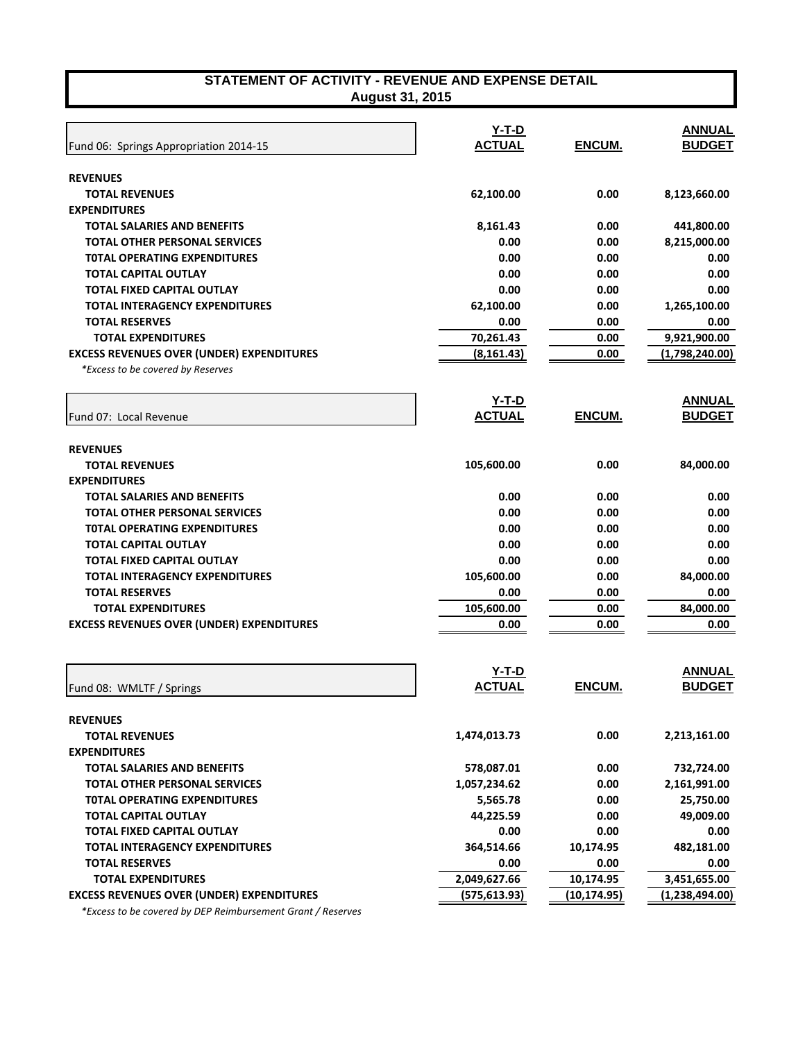# STATEMENT OF ACTIVITY - REVENUE AND EXPENSE DETAIL
## August 31, 2015

| Fund 06: Springs Appropriation 2014-15 | Y-T-D ACTUAL | ENCUM. | ANNUAL BUDGET |
|---|---|---|---|
| **REVENUES** | | | |
| **TOTAL REVENUES** | 62,100.00 | 0.00 | 8,123,660.00 |
| **EXPENDITURES** | | | |
| **TOTAL SALARIES AND BENEFITS** | 8,161.43 | 0.00 | 441,800.00 |
| **TOTAL OTHER PERSONAL SERVICES** | 0.00 | 0.00 | 8,215,000.00 |
| **T0TAL OPERATING EXPENDITURES** | 0.00 | 0.00 | 0.00 |
| **TOTAL CAPITAL OUTLAY** | 0.00 | 0.00 | 0.00 |
| **TOTAL FIXED CAPITAL OUTLAY** | 0.00 | 0.00 | 0.00 |
| **TOTAL INTERAGENCY EXPENDITURES** | 62,100.00 | 0.00 | 1,265,100.00 |
| **TOTAL RESERVES** | 0.00 | 0.00 | 0.00 |
| **TOTAL EXPENDITURES** | 70,261.43 | 0.00 | 9,921,900.00 |
| **EXCESS REVENUES OVER (UNDER) EXPENDITURES** | (8,161.43) | 0.00 | (1,798,240.00) |

*\*Excess to be covered by Reserves*

| Fund 07: Local Revenue | Y-T-D ACTUAL | ENCUM. | ANNUAL BUDGET |
|---|---|---|---|
| **REVENUES** | | | |
| **TOTAL REVENUES** | 105,600.00 | 0.00 | 84,000.00 |
| **EXPENDITURES** | | | |
| **TOTAL SALARIES AND BENEFITS** | 0.00 | 0.00 | 0.00 |
| **TOTAL OTHER PERSONAL SERVICES** | 0.00 | 0.00 | 0.00 |
| **T0TAL OPERATING EXPENDITURES** | 0.00 | 0.00 | 0.00 |
| **TOTAL CAPITAL OUTLAY** | 0.00 | 0.00 | 0.00 |
| **TOTAL FIXED CAPITAL OUTLAY** | 0.00 | 0.00 | 0.00 |
| **TOTAL INTERAGENCY EXPENDITURES** | 105,600.00 | 0.00 | 84,000.00 |
| **TOTAL RESERVES** | 0.00 | 0.00 | 0.00 |
| **TOTAL EXPENDITURES** | 105,600.00 | 0.00 | 84,000.00 |
| **EXCESS REVENUES OVER (UNDER) EXPENDITURES** | 0.00 | 0.00 | 0.00 |

| Fund 08: WMLTF / Springs | Y-T-D ACTUAL | ENCUM. | ANNUAL BUDGET |
|---|---|---|---|
| **REVENUES** | | | |
| **TOTAL REVENUES** | 1,474,013.73 | 0.00 | 2,213,161.00 |
| **EXPENDITURES** | | | |
| **TOTAL SALARIES AND BENEFITS** | 578,087.01 | 0.00 | 732,724.00 |
| **TOTAL OTHER PERSONAL SERVICES** | 1,057,234.62 | 0.00 | 2,161,991.00 |
| **T0TAL OPERATING EXPENDITURES** | 5,565.78 | 0.00 | 25,750.00 |
| **TOTAL CAPITAL OUTLAY** | 44,225.59 | 0.00 | 49,009.00 |
| **TOTAL FIXED CAPITAL OUTLAY** | 0.00 | 0.00 | 0.00 |
| **TOTAL INTERAGENCY EXPENDITURES** | 364,514.66 | 10,174.95 | 482,181.00 |
| **TOTAL RESERVES** | 0.00 | 0.00 | 0.00 |
| **TOTAL EXPENDITURES** | 2,049,627.66 | 10,174.95 | 3,451,655.00 |
| **EXCESS REVENUES OVER (UNDER) EXPENDITURES** | (575,613.93) | (10,174.95) | (1,238,494.00) |

*\*Excess to be covered by DEP Reimbursement Grant / Reserves*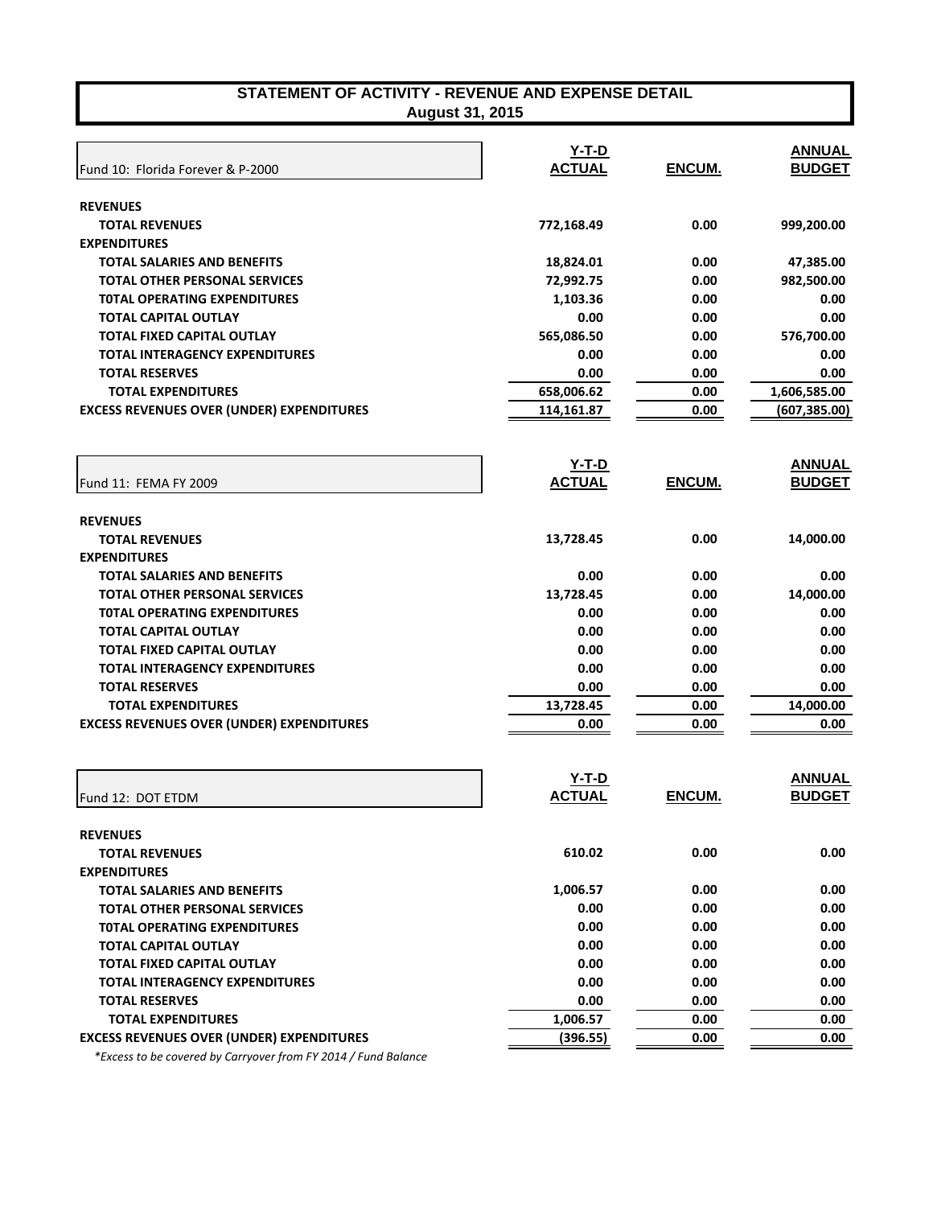# STATEMENT OF ACTIVITY - REVENUE AND EXPENSE DETAIL
## August 31, 2015

| Fund 10: Florida Forever & P-2000 | Y-T-D ACTUAL | ENCUM. | ANNUAL BUDGET |
|---|---|---|---|
| **REVENUES** | | | |
| **TOTAL REVENUES** | 772,168.49 | 0.00 | 999,200.00 |
| **EXPENDITURES** | | | |
| **TOTAL SALARIES AND BENEFITS** | 18,824.01 | 0.00 | 47,385.00 |
| **TOTAL OTHER PERSONAL SERVICES** | 72,992.75 | 0.00 | 982,500.00 |
| **T0TAL OPERATING EXPENDITURES** | 1,103.36 | 0.00 | 0.00 |
| **TOTAL CAPITAL OUTLAY** | 0.00 | 0.00 | 0.00 |
| **TOTAL FIXED CAPITAL OUTLAY** | 565,086.50 | 0.00 | 576,700.00 |
| **TOTAL INTERAGENCY EXPENDITURES** | 0.00 | 0.00 | 0.00 |
| **TOTAL RESERVES** | 0.00 | 0.00 | 0.00 |
| **TOTAL EXPENDITURES** | 658,006.62 | 0.00 | 1,606,585.00 |
| **EXCESS REVENUES OVER (UNDER) EXPENDITURES** | 114,161.87 | 0.00 | (607,385.00) |

| Fund 11: FEMA FY 2009 | Y-T-D ACTUAL | ENCUM. | ANNUAL BUDGET |
|---|---|---|---|
| **REVENUES** | | | |
| **TOTAL REVENUES** | 13,728.45 | 0.00 | 14,000.00 |
| **EXPENDITURES** | | | |
| **TOTAL SALARIES AND BENEFITS** | 0.00 | 0.00 | 0.00 |
| **TOTAL OTHER PERSONAL SERVICES** | 13,728.45 | 0.00 | 14,000.00 |
| **T0TAL OPERATING EXPENDITURES** | 0.00 | 0.00 | 0.00 |
| **TOTAL CAPITAL OUTLAY** | 0.00 | 0.00 | 0.00 |
| **TOTAL FIXED CAPITAL OUTLAY** | 0.00 | 0.00 | 0.00 |
| **TOTAL INTERAGENCY EXPENDITURES** | 0.00 | 0.00 | 0.00 |
| **TOTAL RESERVES** | 0.00 | 0.00 | 0.00 |
| **TOTAL EXPENDITURES** | 13,728.45 | 0.00 | 14,000.00 |
| **EXCESS REVENUES OVER (UNDER) EXPENDITURES** | 0.00 | 0.00 | 0.00 |

| Fund 12: DOT ETDM | Y-T-D ACTUAL | ENCUM. | ANNUAL BUDGET |
|---|---|---|---|
| **REVENUES** | | | |
| **TOTAL REVENUES** | 610.02 | 0.00 | 0.00 |
| **EXPENDITURES** | | | |
| **TOTAL SALARIES AND BENEFITS** | 1,006.57 | 0.00 | 0.00 |
| **TOTAL OTHER PERSONAL SERVICES** | 0.00 | 0.00 | 0.00 |
| **T0TAL OPERATING EXPENDITURES** | 0.00 | 0.00 | 0.00 |
| **TOTAL CAPITAL OUTLAY** | 0.00 | 0.00 | 0.00 |
| **TOTAL FIXED CAPITAL OUTLAY** | 0.00 | 0.00 | 0.00 |
| **TOTAL INTERAGENCY EXPENDITURES** | 0.00 | 0.00 | 0.00 |
| **TOTAL RESERVES** | 0.00 | 0.00 | 0.00 |
| **TOTAL EXPENDITURES** | 1,006.57 | 0.00 | 0.00 |
| **EXCESS REVENUES OVER (UNDER) EXPENDITURES** | (396.55) | 0.00 | 0.00 |

*\*Excess to be covered by Carryover from FY 2014 / Fund Balance*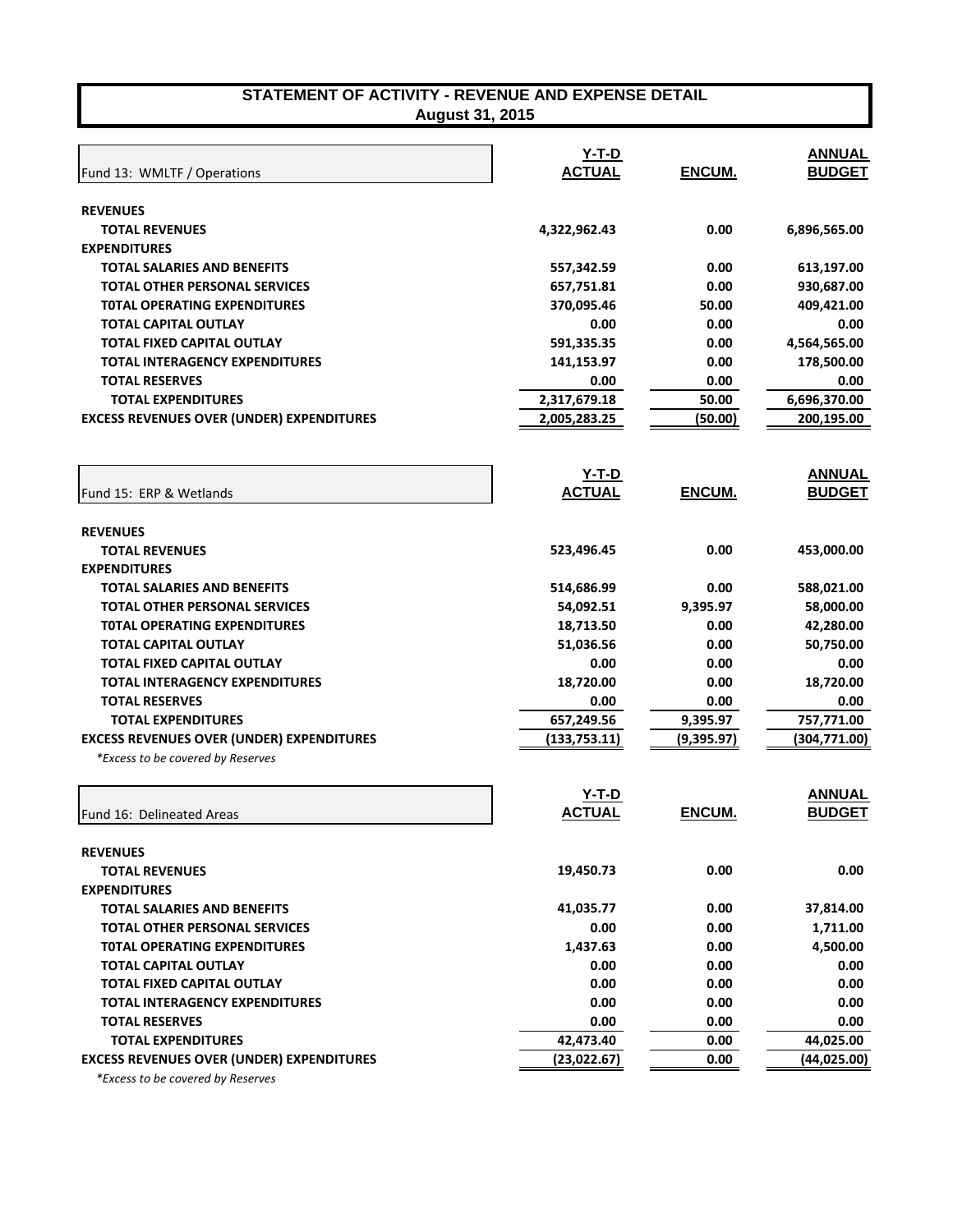# STATEMENT OF ACTIVITY - REVENUE AND EXPENSE DETAIL
## August 31, 2015

| Fund 13: WMLTF / Operations | Y-T-D ACTUAL | ENCUM. | ANNUAL BUDGET |
|---|---|---|---|
| **REVENUES** | | | |
| **TOTAL REVENUES** | 4,322,962.43 | 0.00 | 6,896,565.00 |
| **EXPENDITURES** | | | |
| **TOTAL SALARIES AND BENEFITS** | 557,342.59 | 0.00 | 613,197.00 |
| **TOTAL OTHER PERSONAL SERVICES** | 657,751.81 | 0.00 | 930,687.00 |
| **T0TAL OPERATING EXPENDITURES** | 370,095.46 | 50.00 | 409,421.00 |
| **TOTAL CAPITAL OUTLAY** | 0.00 | 0.00 | 0.00 |
| **TOTAL FIXED CAPITAL OUTLAY** | 591,335.35 | 0.00 | 4,564,565.00 |
| **TOTAL INTERAGENCY EXPENDITURES** | 141,153.97 | 0.00 | 178,500.00 |
| **TOTAL RESERVES** | 0.00 | 0.00 | 0.00 |
| **TOTAL EXPENDITURES** | 2,317,679.18 | 50.00 | 6,696,370.00 |
| **EXCESS REVENUES OVER (UNDER) EXPENDITURES** | 2,005,283.25 | (50.00) | 200,195.00 |

| Fund 15: ERP & Wetlands | Y-T-D ACTUAL | ENCUM. | ANNUAL BUDGET |
|---|---|---|---|
| **REVENUES** | | | |
| **TOTAL REVENUES** | 523,496.45 | 0.00 | 453,000.00 |
| **EXPENDITURES** | | | |
| **TOTAL SALARIES AND BENEFITS** | 514,686.99 | 0.00 | 588,021.00 |
| **TOTAL OTHER PERSONAL SERVICES** | 54,092.51 | 9,395.97 | 58,000.00 |
| **T0TAL OPERATING EXPENDITURES** | 18,713.50 | 0.00 | 42,280.00 |
| **TOTAL CAPITAL OUTLAY** | 51,036.56 | 0.00 | 50,750.00 |
| **TOTAL FIXED CAPITAL OUTLAY** | 0.00 | 0.00 | 0.00 |
| **TOTAL INTERAGENCY EXPENDITURES** | 18,720.00 | 0.00 | 18,720.00 |
| **TOTAL RESERVES** | 0.00 | 0.00 | 0.00 |
| **TOTAL EXPENDITURES** | 657,249.56 | 9,395.97 | 757,771.00 |
| **EXCESS REVENUES OVER (UNDER) EXPENDITURES** | (133,753.11) | (9,395.97) | (304,771.00) |

*\*Excess to be covered by Reserves*

| Fund 16: Delineated Areas | Y-T-D ACTUAL | ENCUM. | ANNUAL BUDGET |
|---|---|---|---|
| **REVENUES** | | | |
| **TOTAL REVENUES** | 19,450.73 | 0.00 | 0.00 |
| **EXPENDITURES** | | | |
| **TOTAL SALARIES AND BENEFITS** | 41,035.77 | 0.00 | 37,814.00 |
| **TOTAL OTHER PERSONAL SERVICES** | 0.00 | 0.00 | 1,711.00 |
| **T0TAL OPERATING EXPENDITURES** | 1,437.63 | 0.00 | 4,500.00 |
| **TOTAL CAPITAL OUTLAY** | 0.00 | 0.00 | 0.00 |
| **TOTAL FIXED CAPITAL OUTLAY** | 0.00 | 0.00 | 0.00 |
| **TOTAL INTERAGENCY EXPENDITURES** | 0.00 | 0.00 | 0.00 |
| **TOTAL RESERVES** | 0.00 | 0.00 | 0.00 |
| **TOTAL EXPENDITURES** | 42,473.40 | 0.00 | 44,025.00 |
| **EXCESS REVENUES OVER (UNDER) EXPENDITURES** | (23,022.67) | 0.00 | (44,025.00) |

*\*Excess to be covered by Reserves*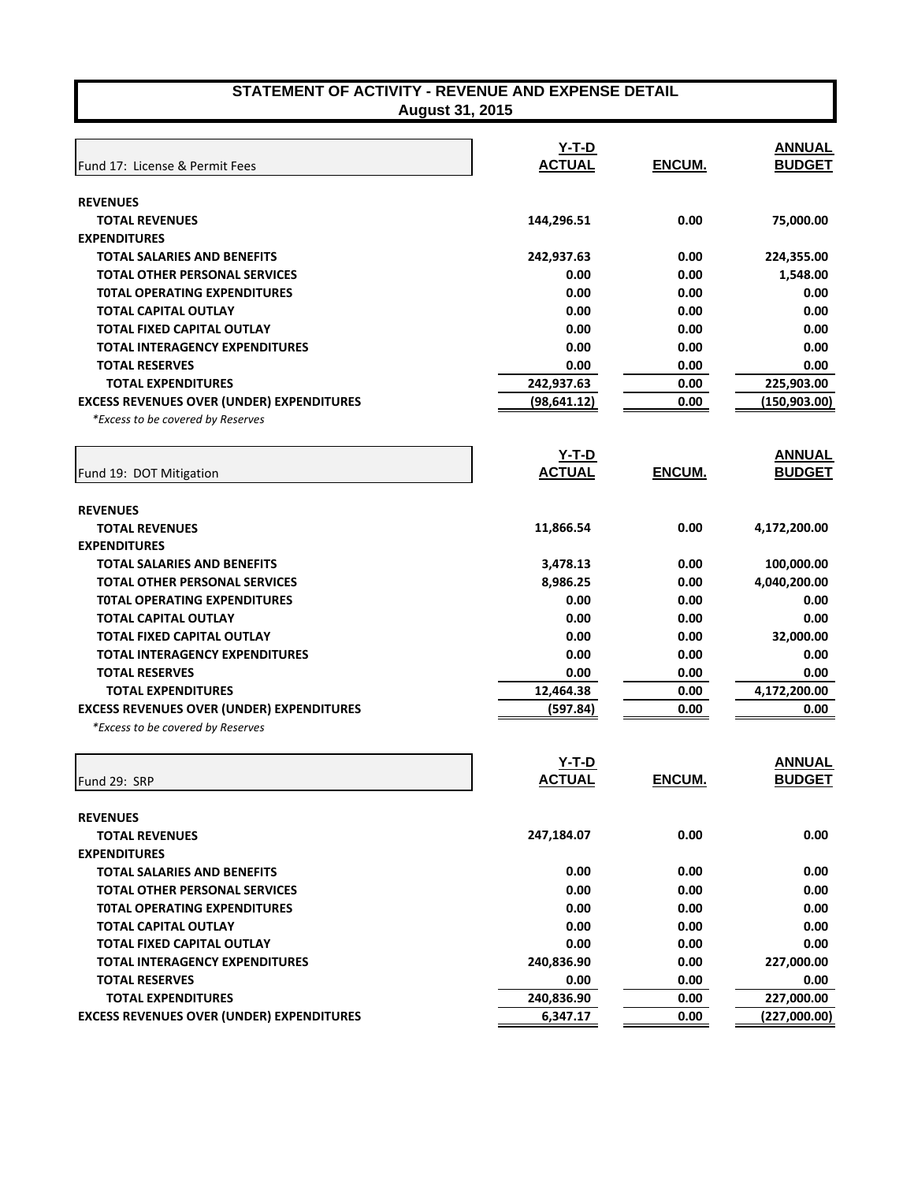# STATEMENT OF ACTIVITY - REVENUE AND EXPENSE DETAIL
**August 31, 2015**

| Fund 17: License & Permit Fees | Y-T-D ACTUAL | ENCUM. | ANNUAL BUDGET |
|---|---|---|---|
| **REVENUES** | | | |
| **TOTAL REVENUES** | 144,296.51 | 0.00 | 75,000.00 |
| **EXPENDITURES** | | | |
| **TOTAL SALARIES AND BENEFITS** | 242,937.63 | 0.00 | 224,355.00 |
| **TOTAL OTHER PERSONAL SERVICES** | 0.00 | 0.00 | 1,548.00 |
| **T0TAL OPERATING EXPENDITURES** | 0.00 | 0.00 | 0.00 |
| **TOTAL CAPITAL OUTLAY** | 0.00 | 0.00 | 0.00 |
| **TOTAL FIXED CAPITAL OUTLAY** | 0.00 | 0.00 | 0.00 |
| **TOTAL INTERAGENCY EXPENDITURES** | 0.00 | 0.00 | 0.00 |
| **TOTAL RESERVES** | 0.00 | 0.00 | 0.00 |
| **TOTAL EXPENDITURES** | 242,937.63 | 0.00 | 225,903.00 |
| **EXCESS REVENUES OVER (UNDER) EXPENDITURES** | (98,641.12) | 0.00 | (150,903.00) |

*\*Excess to be covered by Reserves*

| Fund 19: DOT Mitigation | Y-T-D ACTUAL | ENCUM. | ANNUAL BUDGET |
|---|---|---|---|
| **REVENUES** | | | |
| **TOTAL REVENUES** | 11,866.54 | 0.00 | 4,172,200.00 |
| **EXPENDITURES** | | | |
| **TOTAL SALARIES AND BENEFITS** | 3,478.13 | 0.00 | 100,000.00 |
| **TOTAL OTHER PERSONAL SERVICES** | 8,986.25 | 0.00 | 4,040,200.00 |
| **T0TAL OPERATING EXPENDITURES** | 0.00 | 0.00 | 0.00 |
| **TOTAL CAPITAL OUTLAY** | 0.00 | 0.00 | 0.00 |
| **TOTAL FIXED CAPITAL OUTLAY** | 0.00 | 0.00 | 32,000.00 |
| **TOTAL INTERAGENCY EXPENDITURES** | 0.00 | 0.00 | 0.00 |
| **TOTAL RESERVES** | 0.00 | 0.00 | 0.00 |
| **TOTAL EXPENDITURES** | 12,464.38 | 0.00 | 4,172,200.00 |
| **EXCESS REVENUES OVER (UNDER) EXPENDITURES** | (597.84) | 0.00 | 0.00 |

*\*Excess to be covered by Reserves*

| Fund 29: SRP | Y-T-D ACTUAL | ENCUM. | ANNUAL BUDGET |
|---|---|---|---|
| **REVENUES** | | | |
| **TOTAL REVENUES** | 247,184.07 | 0.00 | 0.00 |
| **EXPENDITURES** | | | |
| **TOTAL SALARIES AND BENEFITS** | 0.00 | 0.00 | 0.00 |
| **TOTAL OTHER PERSONAL SERVICES** | 0.00 | 0.00 | 0.00 |
| **T0TAL OPERATING EXPENDITURES** | 0.00 | 0.00 | 0.00 |
| **TOTAL CAPITAL OUTLAY** | 0.00 | 0.00 | 0.00 |
| **TOTAL FIXED CAPITAL OUTLAY** | 0.00 | 0.00 | 0.00 |
| **TOTAL INTERAGENCY EXPENDITURES** | 240,836.90 | 0.00 | 227,000.00 |
| **TOTAL RESERVES** | 0.00 | 0.00 | 0.00 |
| **TOTAL EXPENDITURES** | 240,836.90 | 0.00 | 227,000.00 |
| **EXCESS REVENUES OVER (UNDER) EXPENDITURES** | 6,347.17 | 0.00 | (227,000.00) |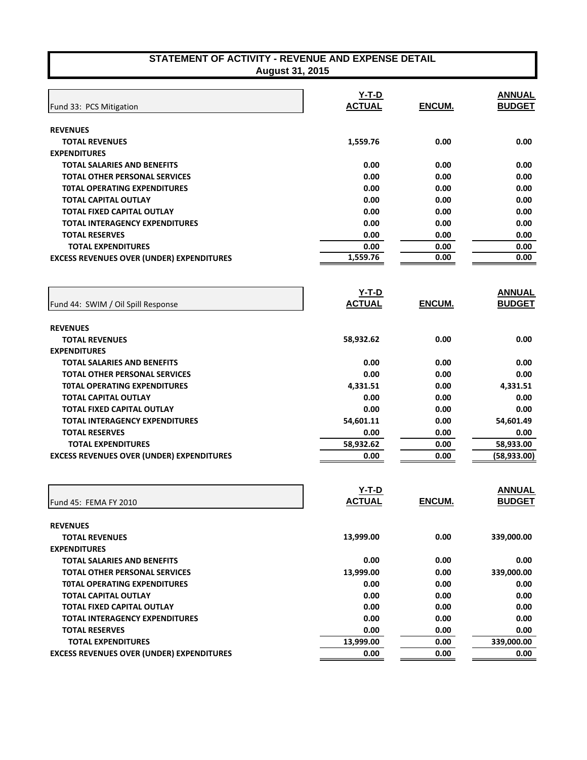## STATEMENT OF ACTIVITY - REVENUE AND EXPENSE DETAIL
### August 31, 2015

| Fund 33: PCS Mitigation | Y-T-D ACTUAL | ENCUM. | ANNUAL BUDGET |
|---|---|---|---|
| **REVENUES** | | | |
| **TOTAL REVENUES** | 1,559.76 | 0.00 | 0.00 |
| **EXPENDITURES** | | | |
| **TOTAL SALARIES AND BENEFITS** | 0.00 | 0.00 | 0.00 |
| **TOTAL OTHER PERSONAL SERVICES** | 0.00 | 0.00 | 0.00 |
| **T0TAL OPERATING EXPENDITURES** | 0.00 | 0.00 | 0.00 |
| **TOTAL CAPITAL OUTLAY** | 0.00 | 0.00 | 0.00 |
| **TOTAL FIXED CAPITAL OUTLAY** | 0.00 | 0.00 | 0.00 |
| **TOTAL INTERAGENCY EXPENDITURES** | 0.00 | 0.00 | 0.00 |
| **TOTAL RESERVES** | 0.00 | 0.00 | 0.00 |
| **TOTAL EXPENDITURES** | 0.00 | 0.00 | 0.00 |
| **EXCESS REVENUES OVER (UNDER) EXPENDITURES** | 1,559.76 | 0.00 | 0.00 |

| Fund 44: SWIM / Oil Spill Response | Y-T-D ACTUAL | ENCUM. | ANNUAL BUDGET |
|---|---|---|---|
| **REVENUES** | | | |
| **TOTAL REVENUES** | 58,932.62 | 0.00 | 0.00 |
| **EXPENDITURES** | | | |
| **TOTAL SALARIES AND BENEFITS** | 0.00 | 0.00 | 0.00 |
| **TOTAL OTHER PERSONAL SERVICES** | 0.00 | 0.00 | 0.00 |
| **T0TAL OPERATING EXPENDITURES** | 4,331.51 | 0.00 | 4,331.51 |
| **TOTAL CAPITAL OUTLAY** | 0.00 | 0.00 | 0.00 |
| **TOTAL FIXED CAPITAL OUTLAY** | 0.00 | 0.00 | 0.00 |
| **TOTAL INTERAGENCY EXPENDITURES** | 54,601.11 | 0.00 | 54,601.49 |
| **TOTAL RESERVES** | 0.00 | 0.00 | 0.00 |
| **TOTAL EXPENDITURES** | 58,932.62 | 0.00 | 58,933.00 |
| **EXCESS REVENUES OVER (UNDER) EXPENDITURES** | 0.00 | 0.00 | (58,933.00) |

| Fund 45: FEMA FY 2010 | Y-T-D ACTUAL | ENCUM. | ANNUAL BUDGET |
|---|---|---|---|
| **REVENUES** | | | |
| **TOTAL REVENUES** | 13,999.00 | 0.00 | 339,000.00 |
| **EXPENDITURES** | | | |
| **TOTAL SALARIES AND BENEFITS** | 0.00 | 0.00 | 0.00 |
| **TOTAL OTHER PERSONAL SERVICES** | 13,999.00 | 0.00 | 339,000.00 |
| **T0TAL OPERATING EXPENDITURES** | 0.00 | 0.00 | 0.00 |
| **TOTAL CAPITAL OUTLAY** | 0.00 | 0.00 | 0.00 |
| **TOTAL FIXED CAPITAL OUTLAY** | 0.00 | 0.00 | 0.00 |
| **TOTAL INTERAGENCY EXPENDITURES** | 0.00 | 0.00 | 0.00 |
| **TOTAL RESERVES** | 0.00 | 0.00 | 0.00 |
| **TOTAL EXPENDITURES** | 13,999.00 | 0.00 | 339,000.00 |
| **EXCESS REVENUES OVER (UNDER) EXPENDITURES** | 0.00 | 0.00 | 0.00 |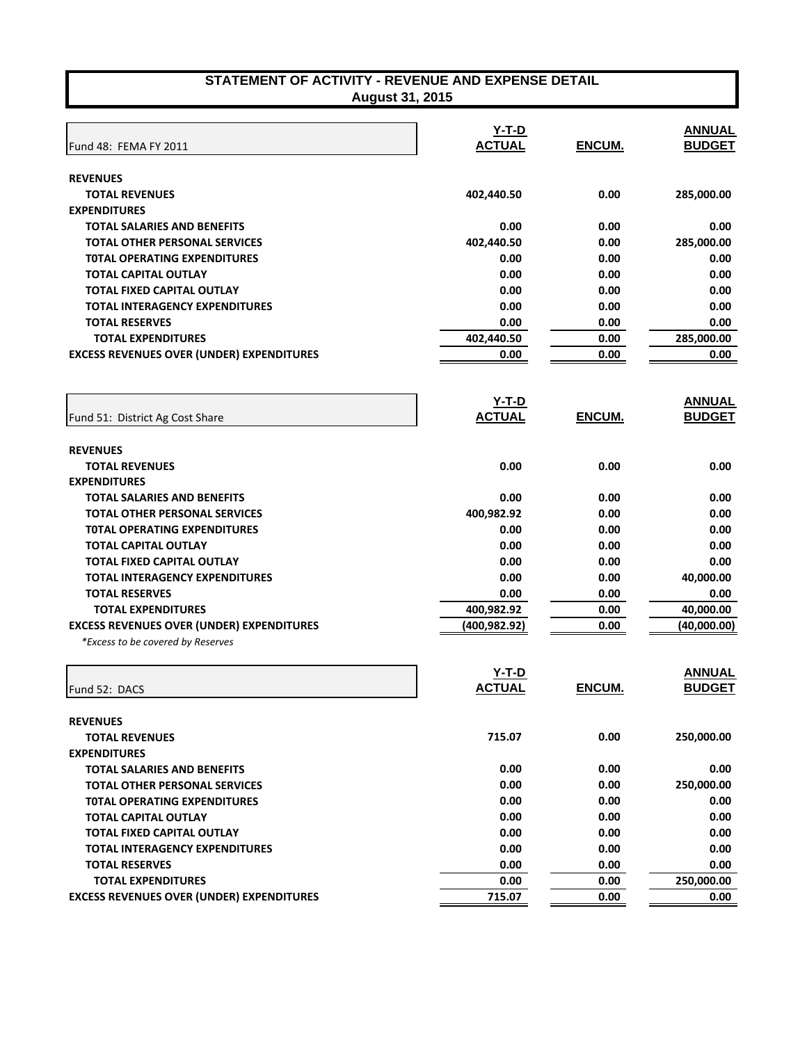## STATEMENT OF ACTIVITY - REVENUE AND EXPENSE DETAIL
### August 31, 2015

| Fund 48: FEMA FY 2011 | Y-T-D ACTUAL | ENCUM. | ANNUAL BUDGET |
|---|---|---|---|
| **REVENUES** | | | |
| **TOTAL REVENUES** | 402,440.50 | 0.00 | 285,000.00 |
| **EXPENDITURES** | | | |
| **TOTAL SALARIES AND BENEFITS** | 0.00 | 0.00 | 0.00 |
| **TOTAL OTHER PERSONAL SERVICES** | 402,440.50 | 0.00 | 285,000.00 |
| **TOTAL OPERATING EXPENDITURES** | 0.00 | 0.00 | 0.00 |
| **TOTAL CAPITAL OUTLAY** | 0.00 | 0.00 | 0.00 |
| **TOTAL FIXED CAPITAL OUTLAY** | 0.00 | 0.00 | 0.00 |
| **TOTAL INTERAGENCY EXPENDITURES** | 0.00 | 0.00 | 0.00 |
| **TOTAL RESERVES** | 0.00 | 0.00 | 0.00 |
| **TOTAL EXPENDITURES** | 402,440.50 | 0.00 | 285,000.00 |
| **EXCESS REVENUES OVER (UNDER) EXPENDITURES** | 0.00 | 0.00 | 0.00 |

| Fund 51: District Ag Cost Share | Y-T-D ACTUAL | ENCUM. | ANNUAL BUDGET |
|---|---|---|---|
| **REVENUES** | | | |
| **TOTAL REVENUES** | 0.00 | 0.00 | 0.00 |
| **EXPENDITURES** | | | |
| **TOTAL SALARIES AND BENEFITS** | 0.00 | 0.00 | 0.00 |
| **TOTAL OTHER PERSONAL SERVICES** | 400,982.92 | 0.00 | 0.00 |
| **TOTAL OPERATING EXPENDITURES** | 0.00 | 0.00 | 0.00 |
| **TOTAL CAPITAL OUTLAY** | 0.00 | 0.00 | 0.00 |
| **TOTAL FIXED CAPITAL OUTLAY** | 0.00 | 0.00 | 0.00 |
| **TOTAL INTERAGENCY EXPENDITURES** | 0.00 | 0.00 | 40,000.00 |
| **TOTAL RESERVES** | 0.00 | 0.00 | 0.00 |
| **TOTAL EXPENDITURES** | 400,982.92 | 0.00 | 40,000.00 |
| **EXCESS REVENUES OVER (UNDER) EXPENDITURES** | (400,982.92) | 0.00 | (40,000.00) |

*\*Excess to be covered by Reserves*

| Fund 52: DACS | Y-T-D ACTUAL | ENCUM. | ANNUAL BUDGET |
|---|---|---|---|
| **REVENUES** | | | |
| **TOTAL REVENUES** | 715.07 | 0.00 | 250,000.00 |
| **EXPENDITURES** | | | |
| **TOTAL SALARIES AND BENEFITS** | 0.00 | 0.00 | 0.00 |
| **TOTAL OTHER PERSONAL SERVICES** | 0.00 | 0.00 | 250,000.00 |
| **TOTAL OPERATING EXPENDITURES** | 0.00 | 0.00 | 0.00 |
| **TOTAL CAPITAL OUTLAY** | 0.00 | 0.00 | 0.00 |
| **TOTAL FIXED CAPITAL OUTLAY** | 0.00 | 0.00 | 0.00 |
| **TOTAL INTERAGENCY EXPENDITURES** | 0.00 | 0.00 | 0.00 |
| **TOTAL RESERVES** | 0.00 | 0.00 | 0.00 |
| **TOTAL EXPENDITURES** | 0.00 | 0.00 | 250,000.00 |
| **EXCESS REVENUES OVER (UNDER) EXPENDITURES** | 715.07 | 0.00 | 0.00 |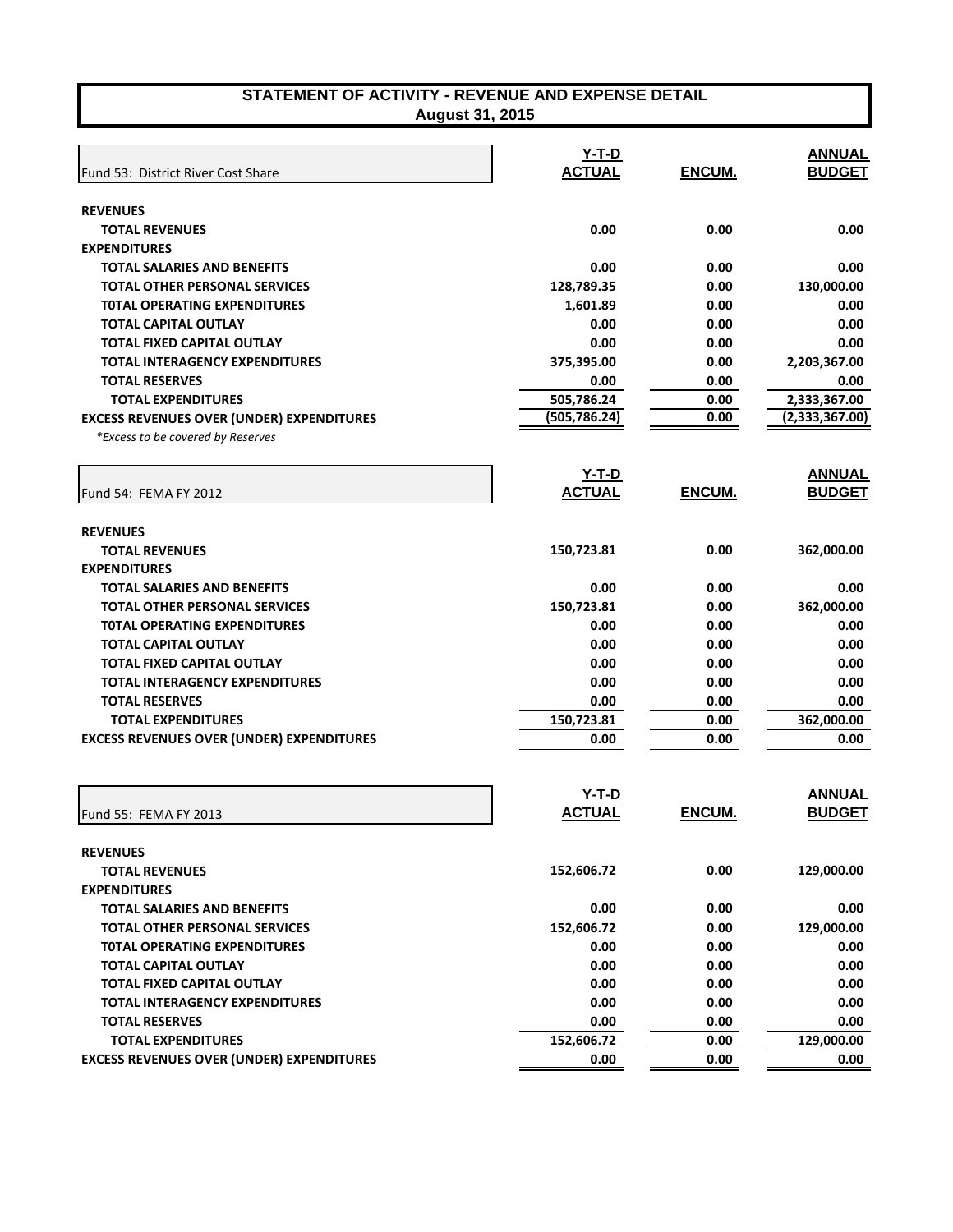## STATEMENT OF ACTIVITY - REVENUE AND EXPENSE DETAIL
### August 31, 2015

| Fund 53: District River Cost Share | Y-T-D ACTUAL | ENCUM. | ANNUAL BUDGET |
|---|---|---|---|
| **REVENUES** | | | |
| **TOTAL REVENUES** | 0.00 | 0.00 | 0.00 |
| **EXPENDITURES** | | | |
| **TOTAL SALARIES AND BENEFITS** | 0.00 | 0.00 | 0.00 |
| **TOTAL OTHER PERSONAL SERVICES** | 128,789.35 | 0.00 | 130,000.00 |
| **T0TAL OPERATING EXPENDITURES** | 1,601.89 | 0.00 | 0.00 |
| **TOTAL CAPITAL OUTLAY** | 0.00 | 0.00 | 0.00 |
| **TOTAL FIXED CAPITAL OUTLAY** | 0.00 | 0.00 | 0.00 |
| **TOTAL INTERAGENCY EXPENDITURES** | 375,395.00 | 0.00 | 2,203,367.00 |
| **TOTAL RESERVES** | 0.00 | 0.00 | 0.00 |
| **TOTAL EXPENDITURES** | 505,786.24 | 0.00 | 2,333,367.00 |
| **EXCESS REVENUES OVER (UNDER) EXPENDITURES** | (505,786.24) | 0.00 | (2,333,367.00) |

*\*Excess to be covered by Reserves*

| Fund 54: FEMA FY 2012 | Y-T-D ACTUAL | ENCUM. | ANNUAL BUDGET |
|---|---|---|---|
| **REVENUES** | | | |
| **TOTAL REVENUES** | 150,723.81 | 0.00 | 362,000.00 |
| **EXPENDITURES** | | | |
| **TOTAL SALARIES AND BENEFITS** | 0.00 | 0.00 | 0.00 |
| **TOTAL OTHER PERSONAL SERVICES** | 150,723.81 | 0.00 | 362,000.00 |
| **T0TAL OPERATING EXPENDITURES** | 0.00 | 0.00 | 0.00 |
| **TOTAL CAPITAL OUTLAY** | 0.00 | 0.00 | 0.00 |
| **TOTAL FIXED CAPITAL OUTLAY** | 0.00 | 0.00 | 0.00 |
| **TOTAL INTERAGENCY EXPENDITURES** | 0.00 | 0.00 | 0.00 |
| **TOTAL RESERVES** | 0.00 | 0.00 | 0.00 |
| **TOTAL EXPENDITURES** | 150,723.81 | 0.00 | 362,000.00 |
| **EXCESS REVENUES OVER (UNDER) EXPENDITURES** | 0.00 | 0.00 | 0.00 |

| Fund 55: FEMA FY 2013 | Y-T-D ACTUAL | ENCUM. | ANNUAL BUDGET |
|---|---|---|---|
| **REVENUES** | | | |
| **TOTAL REVENUES** | 152,606.72 | 0.00 | 129,000.00 |
| **EXPENDITURES** | | | |
| **TOTAL SALARIES AND BENEFITS** | 0.00 | 0.00 | 0.00 |
| **TOTAL OTHER PERSONAL SERVICES** | 152,606.72 | 0.00 | 129,000.00 |
| **T0TAL OPERATING EXPENDITURES** | 0.00 | 0.00 | 0.00 |
| **TOTAL CAPITAL OUTLAY** | 0.00 | 0.00 | 0.00 |
| **TOTAL FIXED CAPITAL OUTLAY** | 0.00 | 0.00 | 0.00 |
| **TOTAL INTERAGENCY EXPENDITURES** | 0.00 | 0.00 | 0.00 |
| **TOTAL RESERVES** | 0.00 | 0.00 | 0.00 |
| **TOTAL EXPENDITURES** | 152,606.72 | 0.00 | 129,000.00 |
| **EXCESS REVENUES OVER (UNDER) EXPENDITURES** | 0.00 | 0.00 | 0.00 |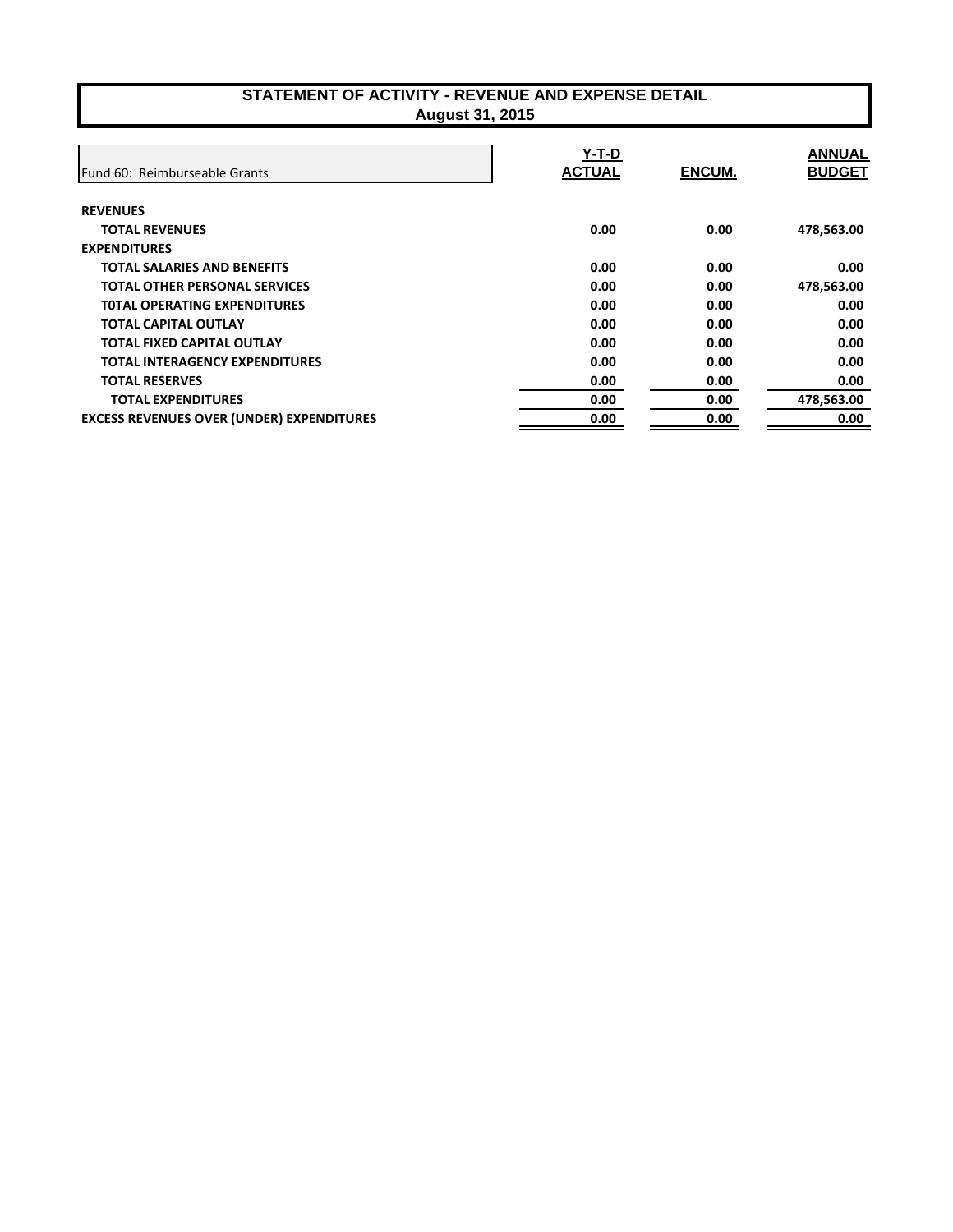# STATEMENT OF ACTIVITY - REVENUE AND EXPENSE DETAIL
## August 31, 2015

| Fund 60: Reimburseable Grants | Y-T-D ACTUAL | ENCUM. | ANNUAL BUDGET |
|---|---|---|---|
| **REVENUES** | | | |
| **TOTAL REVENUES** | **0.00** | **0.00** | **478,563.00** |
| **EXPENDITURES** | | | |
| **TOTAL SALARIES AND BENEFITS** | **0.00** | **0.00** | **0.00** |
| **TOTAL OTHER PERSONAL SERVICES** | **0.00** | **0.00** | **478,563.00** |
| **T0TAL OPERATING EXPENDITURES** | **0.00** | **0.00** | **0.00** |
| **TOTAL CAPITAL OUTLAY** | **0.00** | **0.00** | **0.00** |
| **TOTAL FIXED CAPITAL OUTLAY** | **0.00** | **0.00** | **0.00** |
| **TOTAL INTERAGENCY EXPENDITURES** | **0.00** | **0.00** | **0.00** |
| **TOTAL RESERVES** | **0.00** | **0.00** | **0.00** |
| **TOTAL EXPENDITURES** | **0.00** | **0.00** | **478,563.00** |
| **EXCESS REVENUES OVER (UNDER) EXPENDITURES** | **0.00** | **0.00** | **0.00** |